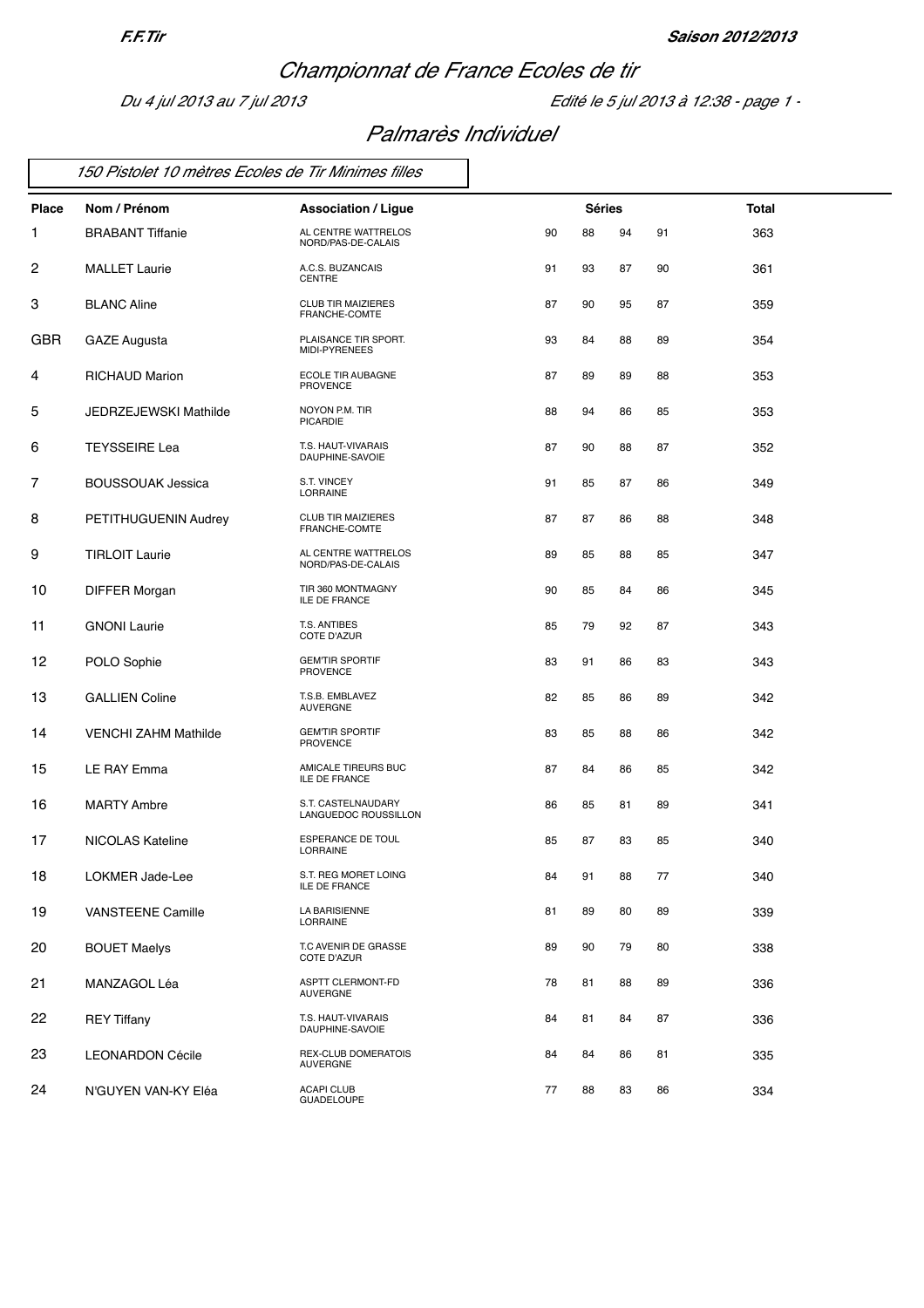# Championnat de France Ecoles de tir

*Du 4 jul 2013 au 7 jul 2013* — *Edité le 5 jul 2013 à 12:38*

## Palmarès Individuel

### 150 Pistolet 10 mètres Ecoles de Tir Minimes filles

| Place | Nom / Prénom | Association / Ligue | Séries | | | | Total |
|---|---|---|---|---|---|---|---|
| 1 | BRABANT Tiffanie | AL CENTRE WATTRELOS NORD/PAS-DE-CALAIS | 90 | 88 | 94 | 91 | 363 |
| 2 | MALLET Laurie | A.C.S. BUZANCAIS CENTRE | 91 | 93 | 87 | 90 | 361 |
| 3 | BLANC Aline | CLUB TIR MAIZIERES FRANCHE-COMTE | 87 | 90 | 95 | 87 | 359 |
| GBR | GAZE Augusta | PLAISANCE TIR SPORT. MIDI-PYRENEES | 93 | 84 | 88 | 89 | 354 |
| 4 | RICHAUD Marion | ECOLE TIR AUBAGNE PROVENCE | 87 | 89 | 89 | 88 | 353 |
| 5 | JEDRZEJEWSKI Mathilde | NOYON P.M. TIR PICARDIE | 88 | 94 | 86 | 85 | 353 |
| 6 | TEYSSEIRE Lea | T.S. HAUT-VIVARAIS DAUPHINE-SAVOIE | 87 | 90 | 88 | 87 | 352 |
| 7 | BOUSSOUAK Jessica | S.T. VINCEY LORRAINE | 91 | 85 | 87 | 86 | 349 |
| 8 | PETITHUGUENIN Audrey | CLUB TIR MAIZIERES FRANCHE-COMTE | 87 | 87 | 86 | 88 | 348 |
| 9 | TIRLOIT Laurie | AL CENTRE WATTRELOS NORD/PAS-DE-CALAIS | 89 | 85 | 88 | 85 | 347 |
| 10 | DIFFER Morgan | TIR 360 MONTMAGNY ILE DE FRANCE | 90 | 85 | 84 | 86 | 345 |
| 11 | GNONI Laurie | T.S. ANTIBES COTE D'AZUR | 85 | 79 | 92 | 87 | 343 |
| 12 | POLO Sophie | GEM'TIR SPORTIF PROVENCE | 83 | 91 | 86 | 83 | 343 |
| 13 | GALLIEN Coline | T.S.B. EMBLAVEZ AUVERGNE | 82 | 85 | 86 | 89 | 342 |
| 14 | VENCHI ZAHM Mathilde | GEM'TIR SPORTIF PROVENCE | 83 | 85 | 88 | 86 | 342 |
| 15 | LE RAY Emma | AMICALE TIREURS BUC ILE DE FRANCE | 87 | 84 | 86 | 85 | 342 |
| 16 | MARTY Ambre | S.T. CASTELNAUDARY LANGUEDOC ROUSSILLON | 86 | 85 | 81 | 89 | 341 |
| 17 | NICOLAS Kateline | ESPERANCE DE TOUL LORRAINE | 85 | 87 | 83 | 85 | 340 |
| 18 | LOKMER Jade-Lee | S.T. REG MORET LOING ILE DE FRANCE | 84 | 91 | 88 | 77 | 340 |
| 19 | VANSTEENE Camille | LA BARISIENNE LORRAINE | 81 | 89 | 80 | 89 | 339 |
| 20 | BOUET Maelys | T.C AVENIR DE GRASSE COTE D'AZUR | 89 | 90 | 79 | 80 | 338 |
| 21 | MANZAGOL Léa | ASPTT CLERMONT-FD AUVERGNE | 78 | 81 | 88 | 89 | 336 |
| 22 | REY Tiffany | T.S. HAUT-VIVARAIS DAUPHINE-SAVOIE | 84 | 81 | 84 | 87 | 336 |
| 23 | LEONARDON Cécile | REX-CLUB DOMERATOIS AUVERGNE | 84 | 84 | 86 | 81 | 335 |
| 24 | N'GUYEN VAN-KY Eléa | ACAPI CLUB GUADELOUPE | 77 | 88 | 83 | 86 | 334 |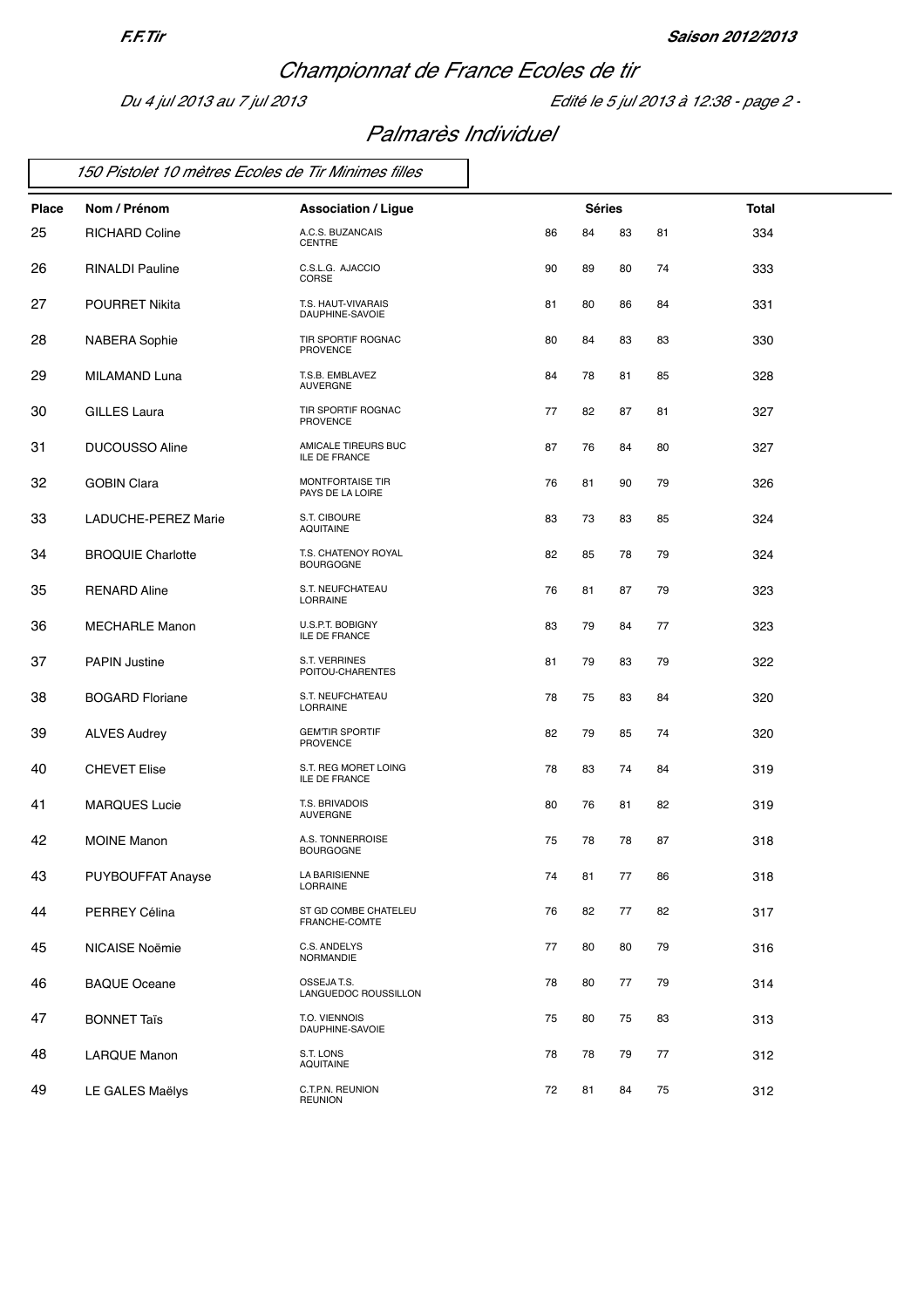# Championnat de France Ecoles de tir

*Du 4 jul 2013 au 7 jul 2013* — *Edité le 5 jul 2013 à 12:38*

## Palmarès Individuel

### 150 Pistolet 10 mètres Ecoles de Tir Minimes filles

| Place | Nom / Prénom | Association / Ligue | Séries | | | | Total |
|---|---|---|---|---|---|---|---|
| 25 | RICHARD Coline | A.C.S. BUZANCAIS CENTRE | 86 | 84 | 83 | 81 | 334 |
| 26 | RINALDI Pauline | C.S.L.G. AJACCIO CORSE | 90 | 89 | 80 | 74 | 333 |
| 27 | POURRET Nikita | T.S. HAUT-VIVARAIS DAUPHINE-SAVOIE | 81 | 80 | 86 | 84 | 331 |
| 28 | NABERA Sophie | TIR SPORTIF ROGNAC PROVENCE | 80 | 84 | 83 | 83 | 330 |
| 29 | MILAMAND Luna | T.S.B. EMBLAVEZ AUVERGNE | 84 | 78 | 81 | 85 | 328 |
| 30 | GILLES Laura | TIR SPORTIF ROGNAC PROVENCE | 77 | 82 | 87 | 81 | 327 |
| 31 | DUCOUSSO Aline | AMICALE TIREURS BUC ILE DE FRANCE | 87 | 76 | 84 | 80 | 327 |
| 32 | GOBIN Clara | MONTFORTAISE TIR PAYS DE LA LOIRE | 76 | 81 | 90 | 79 | 326 |
| 33 | LADUCHE-PEREZ Marie | S.T. CIBOURE AQUITAINE | 83 | 73 | 83 | 85 | 324 |
| 34 | BROQUIE Charlotte | T.S. CHATENOY ROYAL BOURGOGNE | 82 | 85 | 78 | 79 | 324 |
| 35 | RENARD Aline | S.T. NEUFCHATEAU LORRAINE | 76 | 81 | 87 | 79 | 323 |
| 36 | MECHARLE Manon | U.S.P.T. BOBIGNY ILE DE FRANCE | 83 | 79 | 84 | 77 | 323 |
| 37 | PAPIN Justine | S.T. VERRINES POITOU-CHARENTES | 81 | 79 | 83 | 79 | 322 |
| 38 | BOGARD Floriane | S.T. NEUFCHATEAU LORRAINE | 78 | 75 | 83 | 84 | 320 |
| 39 | ALVES Audrey | GEM'TIR SPORTIF PROVENCE | 82 | 79 | 85 | 74 | 320 |
| 40 | CHEVET Elise | S.T. REG MORET LOING ILE DE FRANCE | 78 | 83 | 74 | 84 | 319 |
| 41 | MARQUES Lucie | T.S. BRIVADOIS AUVERGNE | 80 | 76 | 81 | 82 | 319 |
| 42 | MOINE Manon | A.S. TONNERROISE BOURGOGNE | 75 | 78 | 78 | 87 | 318 |
| 43 | PUYBOUFFAT Anayse | LA BARISIENNE LORRAINE | 74 | 81 | 77 | 86 | 318 |
| 44 | PERREY Célina | ST GD COMBE CHATELEU FRANCHE-COMTE | 76 | 82 | 77 | 82 | 317 |
| 45 | NICAISE Noëmie | C.S. ANDELYS NORMANDIE | 77 | 80 | 80 | 79 | 316 |
| 46 | BAQUE Oceane | OSSEJA T.S. LANGUEDOC ROUSSILLON | 78 | 80 | 77 | 79 | 314 |
| 47 | BONNET Taïs | T.O. VIENNOIS DAUPHINE-SAVOIE | 75 | 80 | 75 | 83 | 313 |
| 48 | LARQUE Manon | S.T. LONS AQUITAINE | 78 | 78 | 79 | 77 | 312 |
| 49 | LE GALES Maëlys | C.T.P.N. REUNION REUNION | 72 | 81 | 84 | 75 | 312 |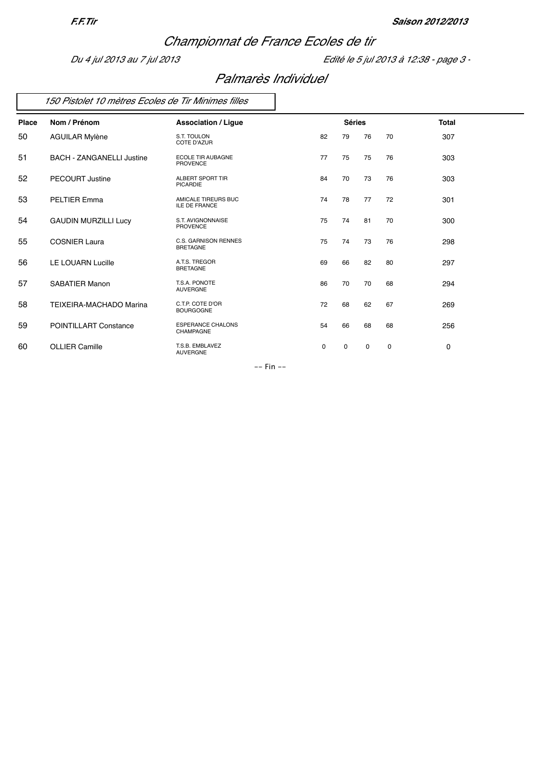# Championnat de France Ecoles de tir

*Du 4 jul 2013 au 7 jul 2013*

## Palmarès Individuel

### 150 Pistolet 10 mètres Ecoles de Tir Minimes filles

| Place | Nom / Prénom | Association / Ligue | Séries | | | | Total |
|---|---|---|---|---|---|---|---|
| 50 | AGUILAR Mylène | S.T. TOULON<br>COTE D'AZUR | 82 | 79 | 76 | 70 | 307 |
| 51 | BACH - ZANGANELLI Justine | ECOLE TIR AUBAGNE<br>PROVENCE | 77 | 75 | 75 | 76 | 303 |
| 52 | PECOURT Justine | ALBERT SPORT TIR<br>PICARDIE | 84 | 70 | 73 | 76 | 303 |
| 53 | PELTIER Emma | AMICALE TIREURS BUC<br>ILE DE FRANCE | 74 | 78 | 77 | 72 | 301 |
| 54 | GAUDIN MURZILLI Lucy | S.T. AVIGNONNAISE<br>PROVENCE | 75 | 74 | 81 | 70 | 300 |
| 55 | COSNIER Laura | C.S. GARNISON RENNES<br>BRETAGNE | 75 | 74 | 73 | 76 | 298 |
| 56 | LE LOUARN Lucille | A.T.S. TREGOR<br>BRETAGNE | 69 | 66 | 82 | 80 | 297 |
| 57 | SABATIER Manon | T.S.A. PONOTE<br>AUVERGNE | 86 | 70 | 70 | 68 | 294 |
| 58 | TEIXEIRA-MACHADO Marina | C.T.P. COTE D'OR<br>BOURGOGNE | 72 | 68 | 62 | 67 | 269 |
| 59 | POINTILLART Constance | ESPERANCE CHALONS<br>CHAMPAGNE | 54 | 66 | 68 | 68 | 256 |
| 60 | OLLIER Camille | T.S.B. EMBLAVEZ<br>AUVERGNE | 0 | 0 | 0 | 0 | 0 |

-- Fin --